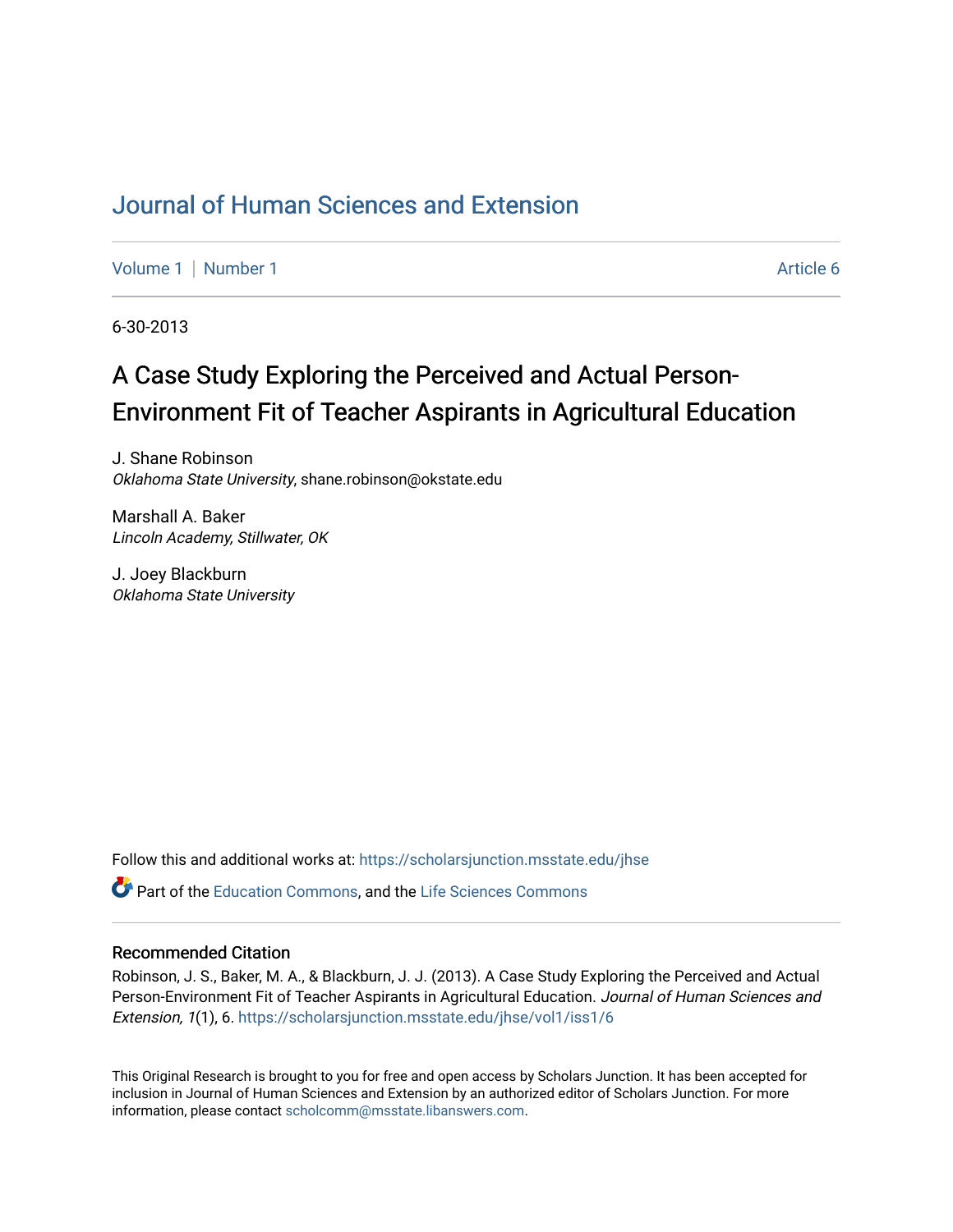# Journal of Human Sciences and Extension

Volume 1 | Number 1 Article 6

6-30-2013

## A Case Study Exploring the Perceived and Actual Person-Environment Fit of Teacher Aspirants in Agricultural Education

J. Shane Robinson
*Oklahoma State University*, shane.robinson@okstate.edu

Marshall A. Baker
*Lincoln Academy, Stillwater, OK*

J. Joey Blackburn
*Oklahoma State University*

Follow this and additional works at: https://scholarsjunction.msstate.edu/jhse

Part of the Education Commons, and the Life Sciences Commons

### Recommended Citation

Robinson, J. S., Baker, M. A., & Blackburn, J. J. (2013). A Case Study Exploring the Perceived and Actual Person-Environment Fit of Teacher Aspirants in Agricultural Education. *Journal of Human Sciences and Extension, 1*(1), 6. https://scholarsjunction.msstate.edu/jhse/vol1/iss1/6

This Original Research is brought to you for free and open access by Scholars Junction. It has been accepted for inclusion in Journal of Human Sciences and Extension by an authorized editor of Scholars Junction. For more information, please contact scholcomm@msstate.libanswers.com.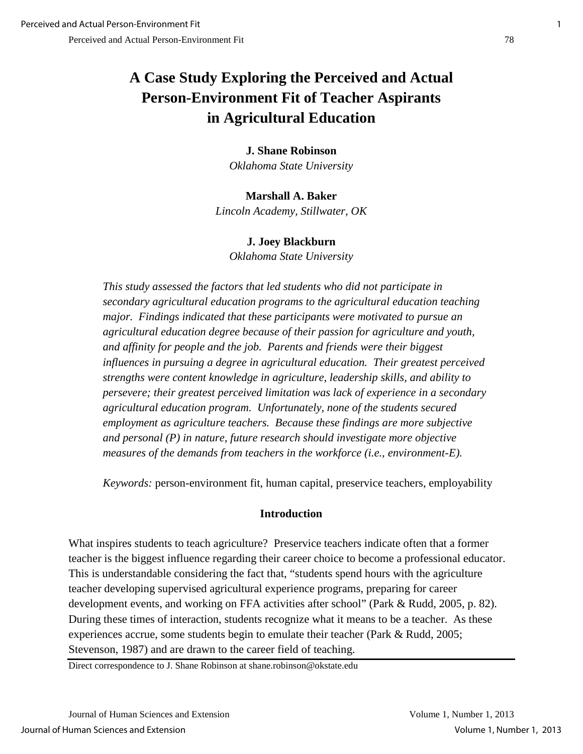# A Case Study Exploring the Perceived and Actual Person-Environment Fit of Teacher Aspirants in Agricultural Education

**J. Shane Robinson**
*Oklahoma State University*

**Marshall A. Baker**
*Lincoln Academy, Stillwater, OK*

**J. Joey Blackburn**
*Oklahoma State University*

*This study assessed the factors that led students who did not participate in secondary agricultural education programs to the agricultural education teaching major. Findings indicated that these participants were motivated to pursue an agricultural education degree because of their passion for agriculture and youth, and affinity for people and the job. Parents and friends were their biggest influences in pursuing a degree in agricultural education. Their greatest perceived strengths were content knowledge in agriculture, leadership skills, and ability to persevere; their greatest perceived limitation was lack of experience in a secondary agricultural education program. Unfortunately, none of the students secured employment as agriculture teachers. Because these findings are more subjective and personal (P) in nature, future research should investigate more objective measures of the demands from teachers in the workforce (i.e., environment-E).*

*Keywords:* person-environment fit, human capital, preservice teachers, employability

## Introduction

What inspires students to teach agriculture? Preservice teachers indicate often that a former teacher is the biggest influence regarding their career choice to become a professional educator. This is understandable considering the fact that, "students spend hours with the agriculture teacher developing supervised agricultural experience programs, preparing for career development events, and working on FFA activities after school" (Park & Rudd, 2005, p. 82). During these times of interaction, students recognize what it means to be a teacher. As these experiences accrue, some students begin to emulate their teacher (Park & Rudd, 2005; Stevenson, 1987) and are drawn to the career field of teaching.

Direct correspondence to J. Shane Robinson at shane.robinson@okstate.edu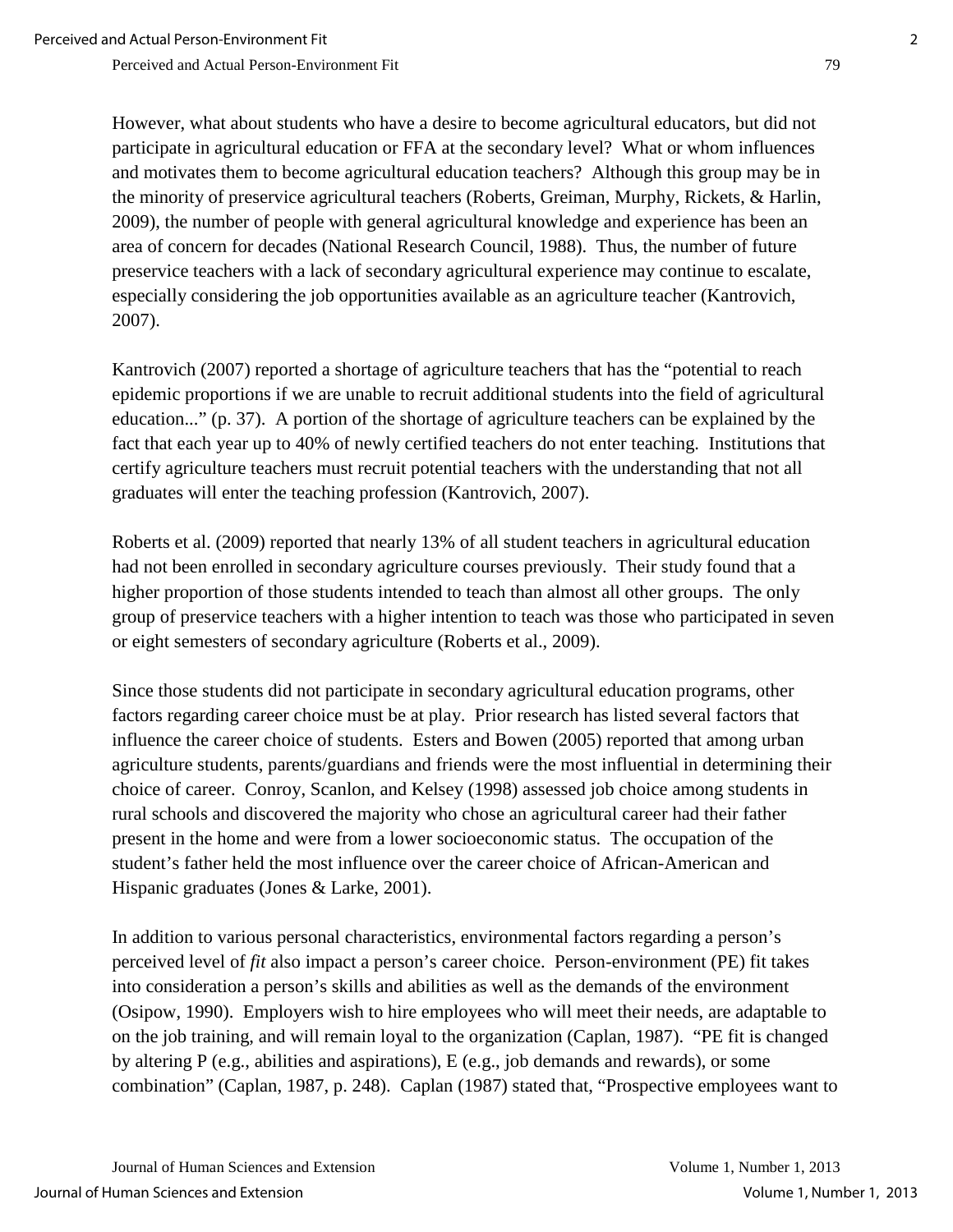However, what about students who have a desire to become agricultural educators, but did not participate in agricultural education or FFA at the secondary level? What or whom influences and motivates them to become agricultural education teachers? Although this group may be in the minority of preservice agricultural teachers (Roberts, Greiman, Murphy, Rickets, & Harlin, 2009), the number of people with general agricultural knowledge and experience has been an area of concern for decades (National Research Council, 1988). Thus, the number of future preservice teachers with a lack of secondary agricultural experience may continue to escalate, especially considering the job opportunities available as an agriculture teacher (Kantrovich, 2007).

Kantrovich (2007) reported a shortage of agriculture teachers that has the "potential to reach epidemic proportions if we are unable to recruit additional students into the field of agricultural education..." (p. 37). A portion of the shortage of agriculture teachers can be explained by the fact that each year up to 40% of newly certified teachers do not enter teaching. Institutions that certify agriculture teachers must recruit potential teachers with the understanding that not all graduates will enter the teaching profession (Kantrovich, 2007).

Roberts et al. (2009) reported that nearly 13% of all student teachers in agricultural education had not been enrolled in secondary agriculture courses previously. Their study found that a higher proportion of those students intended to teach than almost all other groups. The only group of preservice teachers with a higher intention to teach was those who participated in seven or eight semesters of secondary agriculture (Roberts et al., 2009).

Since those students did not participate in secondary agricultural education programs, other factors regarding career choice must be at play. Prior research has listed several factors that influence the career choice of students. Esters and Bowen (2005) reported that among urban agriculture students, parents/guardians and friends were the most influential in determining their choice of career. Conroy, Scanlon, and Kelsey (1998) assessed job choice among students in rural schools and discovered the majority who chose an agricultural career had their father present in the home and were from a lower socioeconomic status. The occupation of the student's father held the most influence over the career choice of African-American and Hispanic graduates (Jones & Larke, 2001).

In addition to various personal characteristics, environmental factors regarding a person's perceived level of *fit* also impact a person's career choice. Person-environment (PE) fit takes into consideration a person's skills and abilities as well as the demands of the environment (Osipow, 1990). Employers wish to hire employees who will meet their needs, are adaptable to on the job training, and will remain loyal to the organization (Caplan, 1987). "PE fit is changed by altering P (e.g., abilities and aspirations), E (e.g., job demands and rewards), or some combination" (Caplan, 1987, p. 248). Caplan (1987) stated that, "Prospective employees want to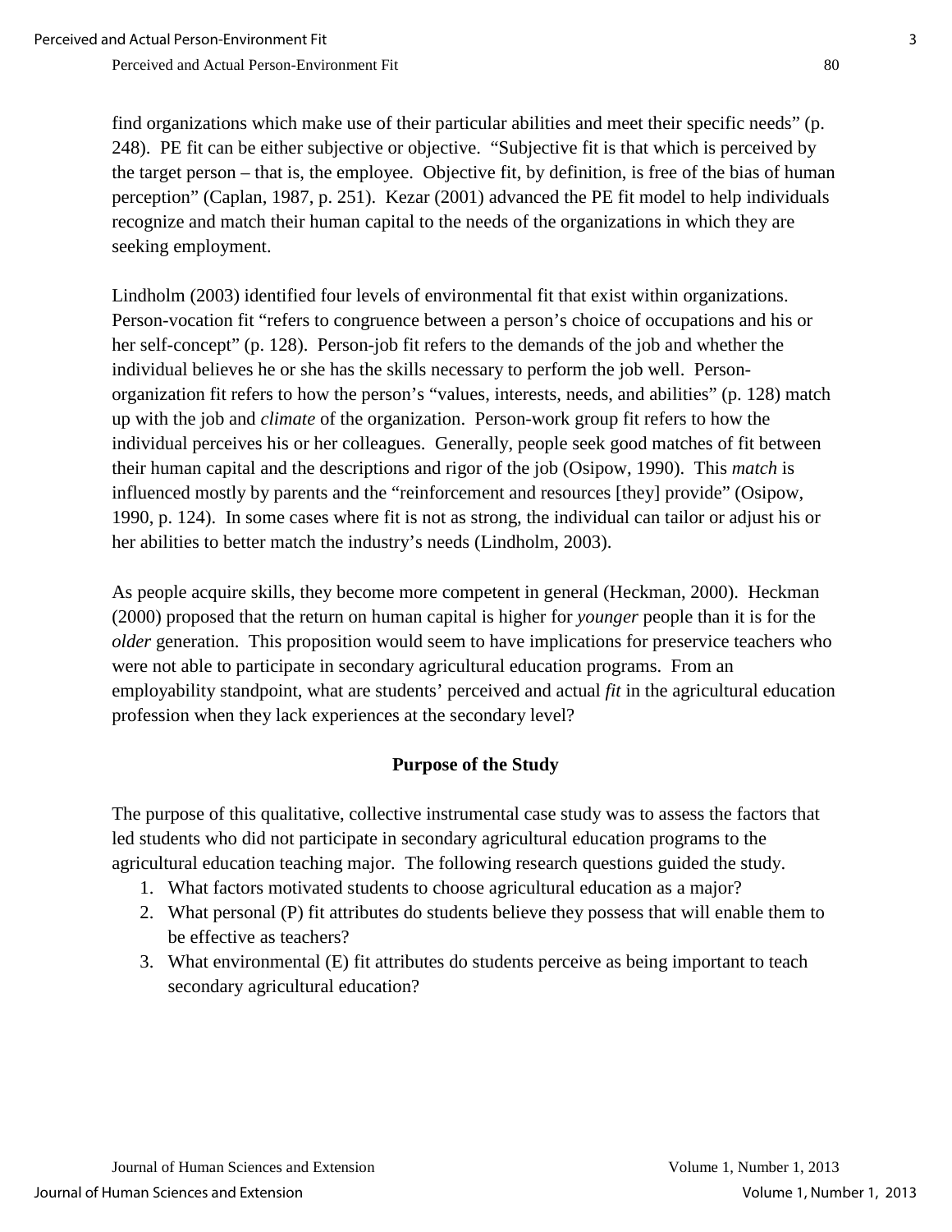find organizations which make use of their particular abilities and meet their specific needs" (p. 248). PE fit can be either subjective or objective. "Subjective fit is that which is perceived by the target person – that is, the employee. Objective fit, by definition, is free of the bias of human perception" (Caplan, 1987, p. 251). Kezar (2001) advanced the PE fit model to help individuals recognize and match their human capital to the needs of the organizations in which they are seeking employment.

Lindholm (2003) identified four levels of environmental fit that exist within organizations. Person-vocation fit "refers to congruence between a person's choice of occupations and his or her self-concept" (p. 128). Person-job fit refers to the demands of the job and whether the individual believes he or she has the skills necessary to perform the job well. Person-organization fit refers to how the person's "values, interests, needs, and abilities" (p. 128) match up with the job and *climate* of the organization. Person-work group fit refers to how the individual perceives his or her colleagues. Generally, people seek good matches of fit between their human capital and the descriptions and rigor of the job (Osipow, 1990). This *match* is influenced mostly by parents and the "reinforcement and resources [they] provide" (Osipow, 1990, p. 124). In some cases where fit is not as strong, the individual can tailor or adjust his or her abilities to better match the industry's needs (Lindholm, 2003).

As people acquire skills, they become more competent in general (Heckman, 2000). Heckman (2000) proposed that the return on human capital is higher for *younger* people than it is for the *older* generation. This proposition would seem to have implications for preservice teachers who were not able to participate in secondary agricultural education programs. From an employability standpoint, what are students' perceived and actual *fit* in the agricultural education profession when they lack experiences at the secondary level?

## Purpose of the Study

The purpose of this qualitative, collective instrumental case study was to assess the factors that led students who did not participate in secondary agricultural education programs to the agricultural education teaching major. The following research questions guided the study.

1. What factors motivated students to choose agricultural education as a major?
2. What personal (P) fit attributes do students believe they possess that will enable them to be effective as teachers?
3. What environmental (E) fit attributes do students perceive as being important to teach secondary agricultural education?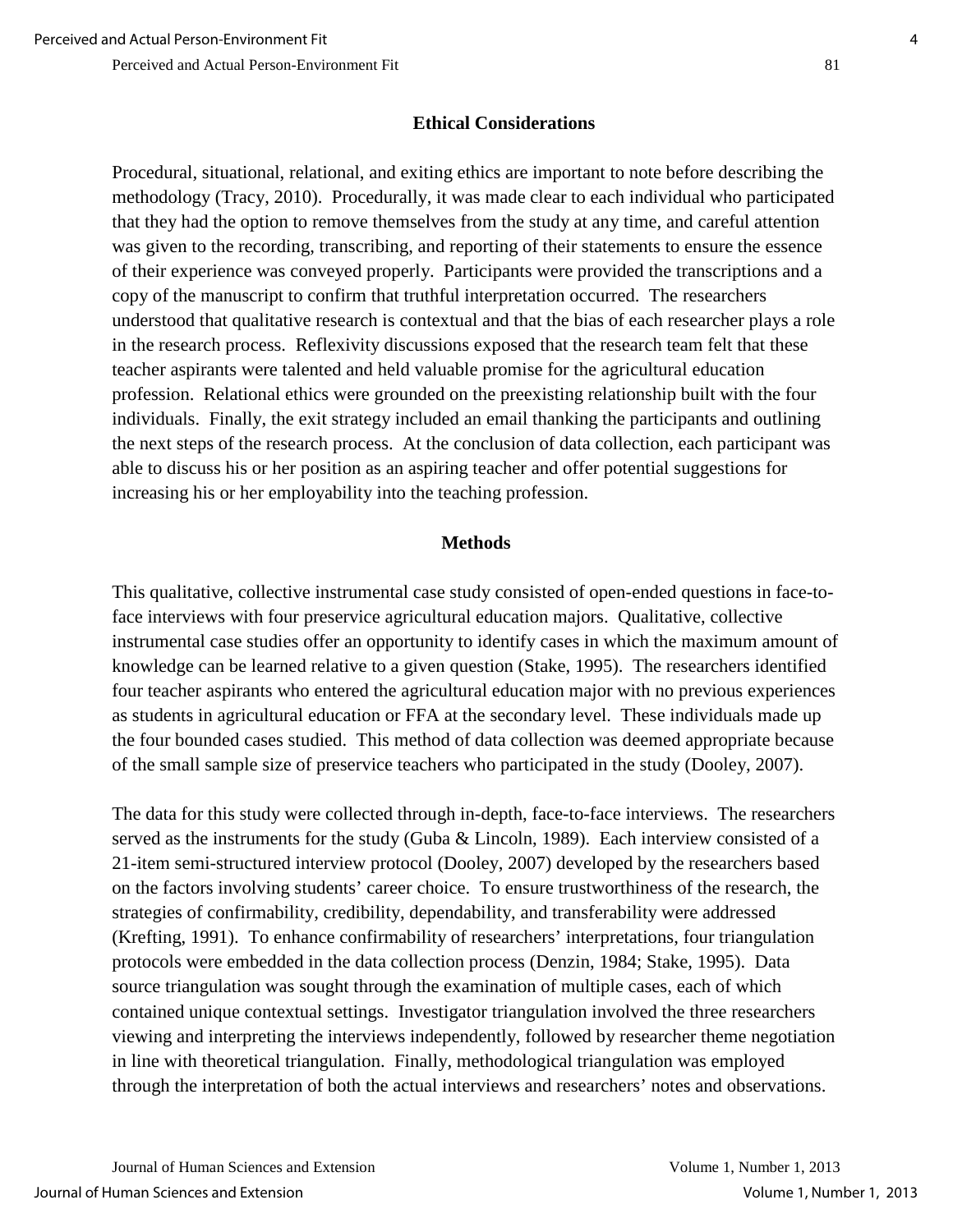## Ethical Considerations

Procedural, situational, relational, and exiting ethics are important to note before describing the methodology (Tracy, 2010). Procedurally, it was made clear to each individual who participated that they had the option to remove themselves from the study at any time, and careful attention was given to the recording, transcribing, and reporting of their statements to ensure the essence of their experience was conveyed properly. Participants were provided the transcriptions and a copy of the manuscript to confirm that truthful interpretation occurred. The researchers understood that qualitative research is contextual and that the bias of each researcher plays a role in the research process. Reflexivity discussions exposed that the research team felt that these teacher aspirants were talented and held valuable promise for the agricultural education profession. Relational ethics were grounded on the preexisting relationship built with the four individuals. Finally, the exit strategy included an email thanking the participants and outlining the next steps of the research process. At the conclusion of data collection, each participant was able to discuss his or her position as an aspiring teacher and offer potential suggestions for increasing his or her employability into the teaching profession.

## Methods

This qualitative, collective instrumental case study consisted of open-ended questions in face-to-face interviews with four preservice agricultural education majors. Qualitative, collective instrumental case studies offer an opportunity to identify cases in which the maximum amount of knowledge can be learned relative to a given question (Stake, 1995). The researchers identified four teacher aspirants who entered the agricultural education major with no previous experiences as students in agricultural education or FFA at the secondary level. These individuals made up the four bounded cases studied. This method of data collection was deemed appropriate because of the small sample size of preservice teachers who participated in the study (Dooley, 2007).

The data for this study were collected through in-depth, face-to-face interviews. The researchers served as the instruments for the study (Guba & Lincoln, 1989). Each interview consisted of a 21-item semi-structured interview protocol (Dooley, 2007) developed by the researchers based on the factors involving students' career choice. To ensure trustworthiness of the research, the strategies of confirmability, credibility, dependability, and transferability were addressed (Krefting, 1991). To enhance confirmability of researchers' interpretations, four triangulation protocols were embedded in the data collection process (Denzin, 1984; Stake, 1995). Data source triangulation was sought through the examination of multiple cases, each of which contained unique contextual settings. Investigator triangulation involved the three researchers viewing and interpreting the interviews independently, followed by researcher theme negotiation in line with theoretical triangulation. Finally, methodological triangulation was employed through the interpretation of both the actual interviews and researchers' notes and observations.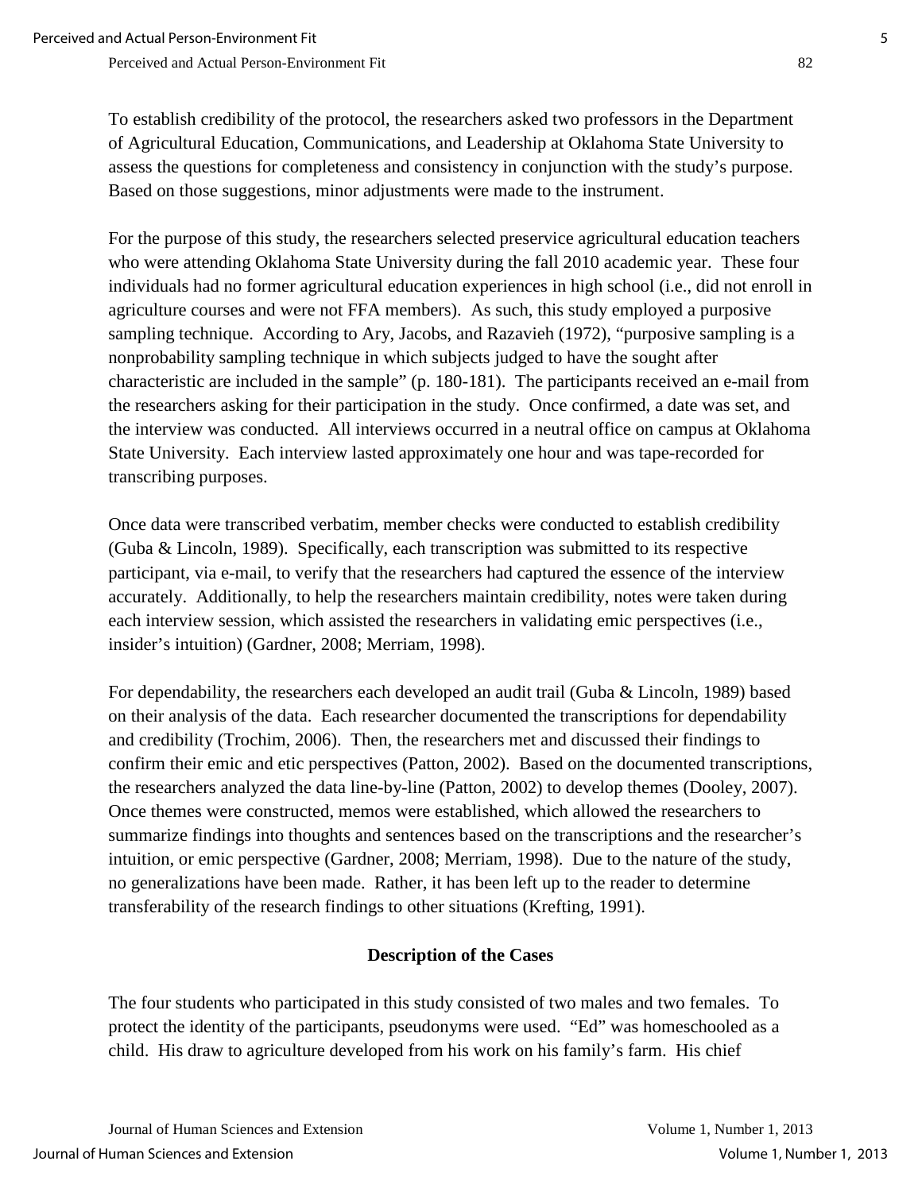To establish credibility of the protocol, the researchers asked two professors in the Department of Agricultural Education, Communications, and Leadership at Oklahoma State University to assess the questions for completeness and consistency in conjunction with the study's purpose. Based on those suggestions, minor adjustments were made to the instrument.

For the purpose of this study, the researchers selected preservice agricultural education teachers who were attending Oklahoma State University during the fall 2010 academic year. These four individuals had no former agricultural education experiences in high school (i.e., did not enroll in agriculture courses and were not FFA members). As such, this study employed a purposive sampling technique. According to Ary, Jacobs, and Razavieh (1972), "purposive sampling is a nonprobability sampling technique in which subjects judged to have the sought after characteristic are included in the sample" (p. 180-181). The participants received an e-mail from the researchers asking for their participation in the study. Once confirmed, a date was set, and the interview was conducted. All interviews occurred in a neutral office on campus at Oklahoma State University. Each interview lasted approximately one hour and was tape-recorded for transcribing purposes.

Once data were transcribed verbatim, member checks were conducted to establish credibility (Guba & Lincoln, 1989). Specifically, each transcription was submitted to its respective participant, via e-mail, to verify that the researchers had captured the essence of the interview accurately. Additionally, to help the researchers maintain credibility, notes were taken during each interview session, which assisted the researchers in validating emic perspectives (i.e., insider's intuition) (Gardner, 2008; Merriam, 1998).

For dependability, the researchers each developed an audit trail (Guba & Lincoln, 1989) based on their analysis of the data. Each researcher documented the transcriptions for dependability and credibility (Trochim, 2006). Then, the researchers met and discussed their findings to confirm their emic and etic perspectives (Patton, 2002). Based on the documented transcriptions, the researchers analyzed the data line-by-line (Patton, 2002) to develop themes (Dooley, 2007). Once themes were constructed, memos were established, which allowed the researchers to summarize findings into thoughts and sentences based on the transcriptions and the researcher's intuition, or emic perspective (Gardner, 2008; Merriam, 1998). Due to the nature of the study, no generalizations have been made. Rather, it has been left up to the reader to determine transferability of the research findings to other situations (Krefting, 1991).

## Description of the Cases

The four students who participated in this study consisted of two males and two females. To protect the identity of the participants, pseudonyms were used. "Ed" was homeschooled as a child. His draw to agriculture developed from his work on his family's farm. His chief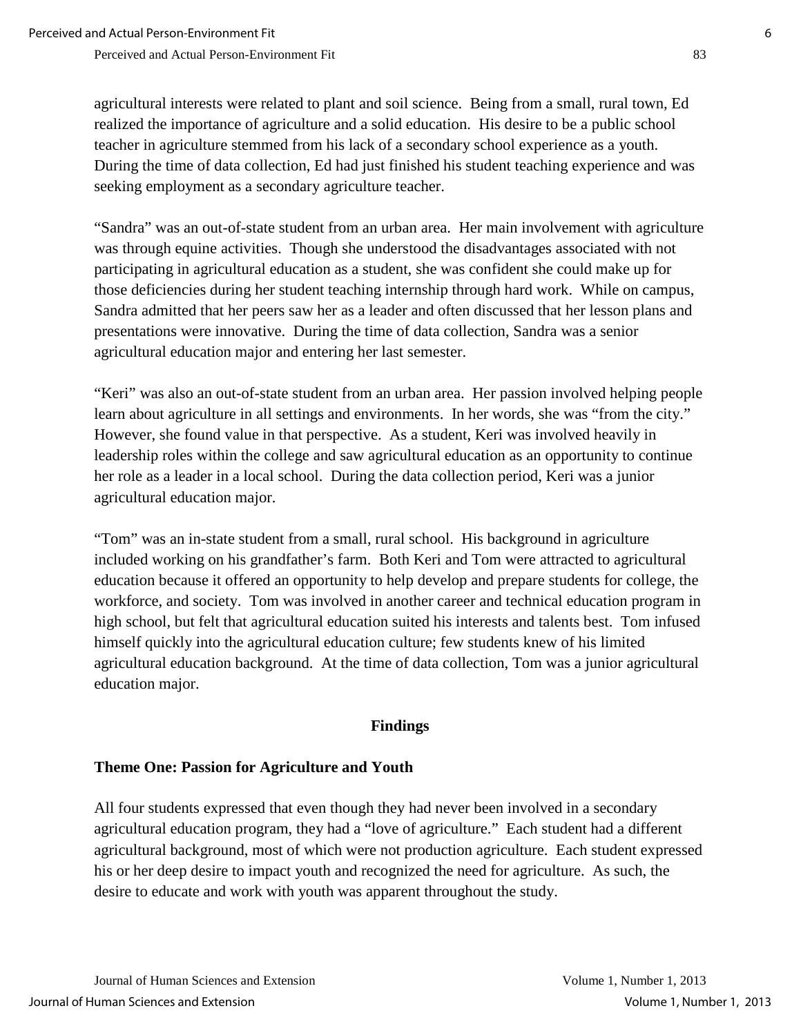agricultural interests were related to plant and soil science. Being from a small, rural town, Ed realized the importance of agriculture and a solid education. His desire to be a public school teacher in agriculture stemmed from his lack of a secondary school experience as a youth. During the time of data collection, Ed had just finished his student teaching experience and was seeking employment as a secondary agriculture teacher.

"Sandra" was an out-of-state student from an urban area. Her main involvement with agriculture was through equine activities. Though she understood the disadvantages associated with not participating in agricultural education as a student, she was confident she could make up for those deficiencies during her student teaching internship through hard work. While on campus, Sandra admitted that her peers saw her as a leader and often discussed that her lesson plans and presentations were innovative. During the time of data collection, Sandra was a senior agricultural education major and entering her last semester.

"Keri" was also an out-of-state student from an urban area. Her passion involved helping people learn about agriculture in all settings and environments. In her words, she was "from the city." However, she found value in that perspective. As a student, Keri was involved heavily in leadership roles within the college and saw agricultural education as an opportunity to continue her role as a leader in a local school. During the data collection period, Keri was a junior agricultural education major.

"Tom" was an in-state student from a small, rural school. His background in agriculture included working on his grandfather's farm. Both Keri and Tom were attracted to agricultural education because it offered an opportunity to help develop and prepare students for college, the workforce, and society. Tom was involved in another career and technical education program in high school, but felt that agricultural education suited his interests and talents best. Tom infused himself quickly into the agricultural education culture; few students knew of his limited agricultural education background. At the time of data collection, Tom was a junior agricultural education major.

## Findings

### Theme One: Passion for Agriculture and Youth

All four students expressed that even though they had never been involved in a secondary agricultural education program, they had a "love of agriculture." Each student had a different agricultural background, most of which were not production agriculture. Each student expressed his or her deep desire to impact youth and recognized the need for agriculture. As such, the desire to educate and work with youth was apparent throughout the study.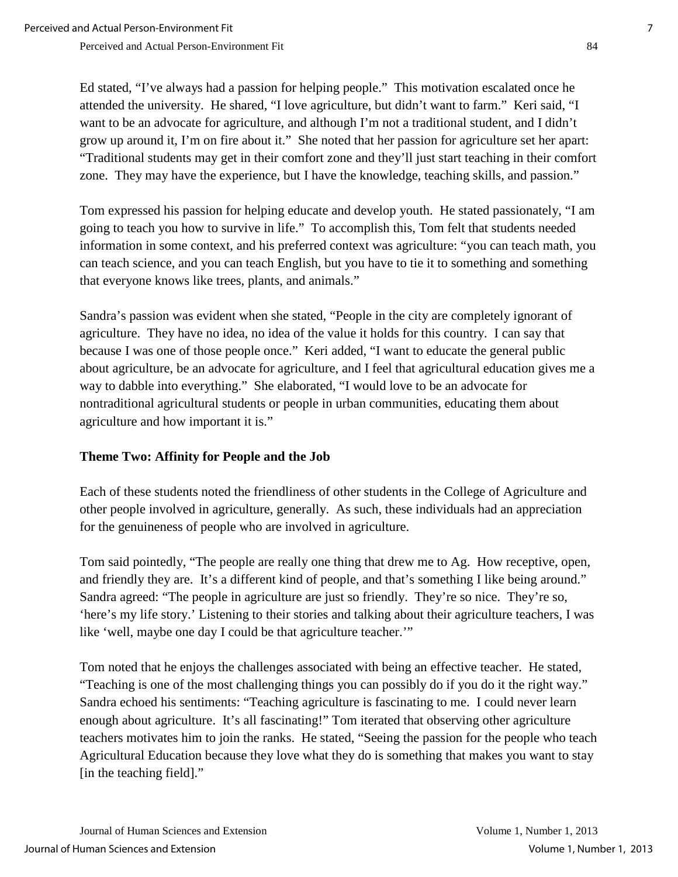Ed stated, "I've always had a passion for helping people." This motivation escalated once he attended the university. He shared, "I love agriculture, but didn't want to farm." Keri said, "I want to be an advocate for agriculture, and although I'm not a traditional student, and I didn't grow up around it, I'm on fire about it." She noted that her passion for agriculture set her apart: "Traditional students may get in their comfort zone and they'll just start teaching in their comfort zone. They may have the experience, but I have the knowledge, teaching skills, and passion."

Tom expressed his passion for helping educate and develop youth. He stated passionately, "I am going to teach you how to survive in life." To accomplish this, Tom felt that students needed information in some context, and his preferred context was agriculture: "you can teach math, you can teach science, and you can teach English, but you have to tie it to something and something that everyone knows like trees, plants, and animals."

Sandra's passion was evident when she stated, "People in the city are completely ignorant of agriculture. They have no idea, no idea of the value it holds for this country. I can say that because I was one of those people once." Keri added, "I want to educate the general public about agriculture, be an advocate for agriculture, and I feel that agricultural education gives me a way to dabble into everything." She elaborated, "I would love to be an advocate for nontraditional agricultural students or people in urban communities, educating them about agriculture and how important it is."

**Theme Two: Affinity for People and the Job**

Each of these students noted the friendliness of other students in the College of Agriculture and other people involved in agriculture, generally. As such, these individuals had an appreciation for the genuineness of people who are involved in agriculture.

Tom said pointedly, "The people are really one thing that drew me to Ag. How receptive, open, and friendly they are. It's a different kind of people, and that's something I like being around." Sandra agreed: "The people in agriculture are just so friendly. They're so nice. They're so, 'here's my life story.' Listening to their stories and talking about their agriculture teachers, I was like 'well, maybe one day I could be that agriculture teacher.'"

Tom noted that he enjoys the challenges associated with being an effective teacher. He stated, "Teaching is one of the most challenging things you can possibly do if you do it the right way." Sandra echoed his sentiments: "Teaching agriculture is fascinating to me. I could never learn enough about agriculture. It's all fascinating!" Tom iterated that observing other agriculture teachers motivates him to join the ranks. He stated, "Seeing the passion for the people who teach Agricultural Education because they love what they do is something that makes you want to stay [in the teaching field]."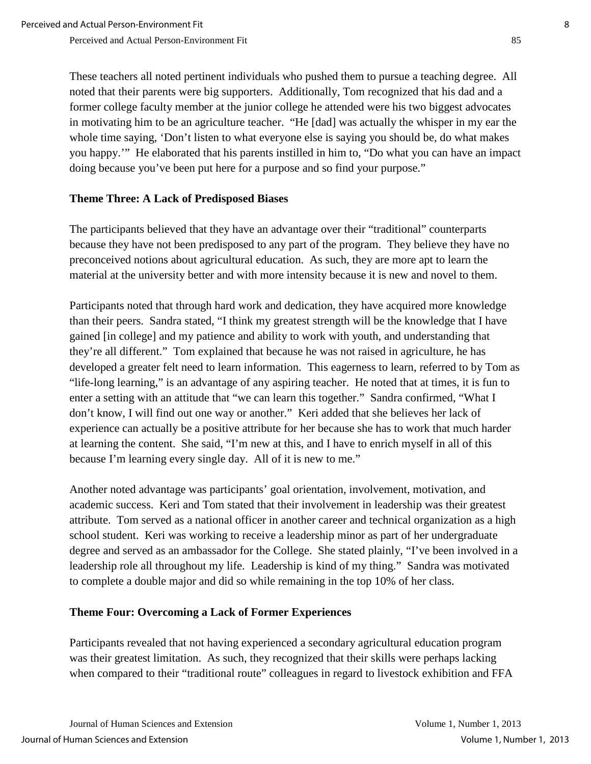These teachers all noted pertinent individuals who pushed them to pursue a teaching degree. All noted that their parents were big supporters. Additionally, Tom recognized that his dad and a former college faculty member at the junior college he attended were his two biggest advocates in motivating him to be an agriculture teacher. "He [dad] was actually the whisper in my ear the whole time saying, 'Don't listen to what everyone else is saying you should be, do what makes you happy.'" He elaborated that his parents instilled in him to, "Do what you can have an impact doing because you've been put here for a purpose and so find your purpose."

### Theme Three: A Lack of Predisposed Biases

The participants believed that they have an advantage over their "traditional" counterparts because they have not been predisposed to any part of the program. They believe they have no preconceived notions about agricultural education. As such, they are more apt to learn the material at the university better and with more intensity because it is new and novel to them.

Participants noted that through hard work and dedication, they have acquired more knowledge than their peers. Sandra stated, "I think my greatest strength will be the knowledge that I have gained [in college] and my patience and ability to work with youth, and understanding that they're all different." Tom explained that because he was not raised in agriculture, he has developed a greater felt need to learn information. This eagerness to learn, referred to by Tom as "life-long learning," is an advantage of any aspiring teacher. He noted that at times, it is fun to enter a setting with an attitude that "we can learn this together." Sandra confirmed, "What I don't know, I will find out one way or another." Keri added that she believes her lack of experience can actually be a positive attribute for her because she has to work that much harder at learning the content. She said, "I'm new at this, and I have to enrich myself in all of this because I'm learning every single day. All of it is new to me."

Another noted advantage was participants' goal orientation, involvement, motivation, and academic success. Keri and Tom stated that their involvement in leadership was their greatest attribute. Tom served as a national officer in another career and technical organization as a high school student. Keri was working to receive a leadership minor as part of her undergraduate degree and served as an ambassador for the College. She stated plainly, "I've been involved in a leadership role all throughout my life. Leadership is kind of my thing." Sandra was motivated to complete a double major and did so while remaining in the top 10% of her class.

### Theme Four: Overcoming a Lack of Former Experiences

Participants revealed that not having experienced a secondary agricultural education program was their greatest limitation. As such, they recognized that their skills were perhaps lacking when compared to their "traditional route" colleagues in regard to livestock exhibition and FFA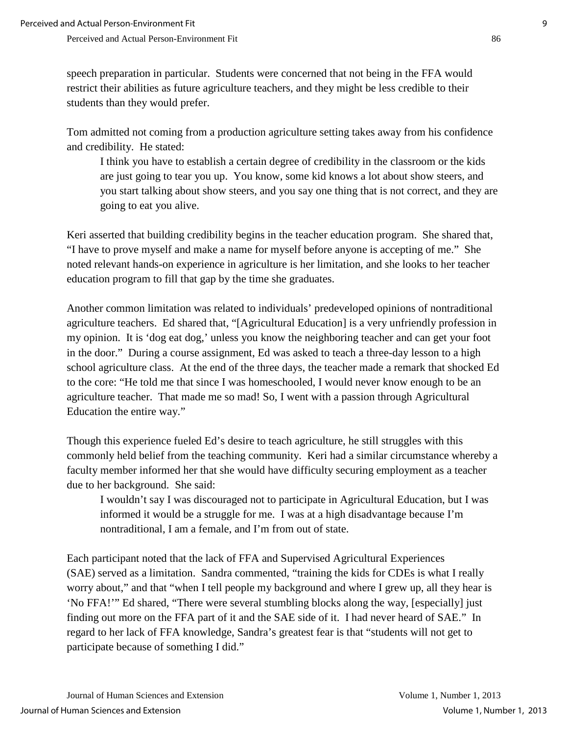speech preparation in particular. Students were concerned that not being in the FFA would restrict their abilities as future agriculture teachers, and they might be less credible to their students than they would prefer.

Tom admitted not coming from a production agriculture setting takes away from his confidence and credibility. He stated:

> I think you have to establish a certain degree of credibility in the classroom or the kids are just going to tear you up. You know, some kid knows a lot about show steers, and you start talking about show steers, and you say one thing that is not correct, and they are going to eat you alive.

Keri asserted that building credibility begins in the teacher education program. She shared that, "I have to prove myself and make a name for myself before anyone is accepting of me." She noted relevant hands-on experience in agriculture is her limitation, and she looks to her teacher education program to fill that gap by the time she graduates.

Another common limitation was related to individuals' predeveloped opinions of nontraditional agriculture teachers. Ed shared that, "[Agricultural Education] is a very unfriendly profession in my opinion. It is 'dog eat dog,' unless you know the neighboring teacher and can get your foot in the door." During a course assignment, Ed was asked to teach a three-day lesson to a high school agriculture class. At the end of the three days, the teacher made a remark that shocked Ed to the core: "He told me that since I was homeschooled, I would never know enough to be an agriculture teacher. That made me so mad! So, I went with a passion through Agricultural Education the entire way."

Though this experience fueled Ed's desire to teach agriculture, he still struggles with this commonly held belief from the teaching community. Keri had a similar circumstance whereby a faculty member informed her that she would have difficulty securing employment as a teacher due to her background. She said:

> I wouldn't say I was discouraged not to participate in Agricultural Education, but I was informed it would be a struggle for me. I was at a high disadvantage because I'm nontraditional, I am a female, and I'm from out of state.

Each participant noted that the lack of FFA and Supervised Agricultural Experiences (SAE) served as a limitation. Sandra commented, "training the kids for CDEs is what I really worry about," and that "when I tell people my background and where I grew up, all they hear is 'No FFA!'" Ed shared, "There were several stumbling blocks along the way, [especially] just finding out more on the FFA part of it and the SAE side of it. I had never heard of SAE." In regard to her lack of FFA knowledge, Sandra's greatest fear is that "students will not get to participate because of something I did."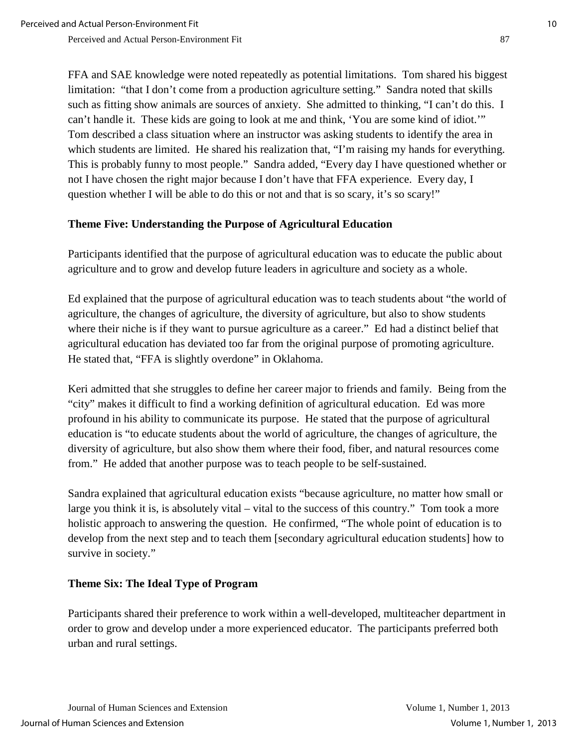FFA and SAE knowledge were noted repeatedly as potential limitations. Tom shared his biggest limitation: "that I don't come from a production agriculture setting." Sandra noted that skills such as fitting show animals are sources of anxiety. She admitted to thinking, "I can't do this. I can't handle it. These kids are going to look at me and think, 'You are some kind of idiot.'" Tom described a class situation where an instructor was asking students to identify the area in which students are limited. He shared his realization that, "I'm raising my hands for everything. This is probably funny to most people." Sandra added, "Every day I have questioned whether or not I have chosen the right major because I don't have that FFA experience. Every day, I question whether I will be able to do this or not and that is so scary, it's so scary!"

### Theme Five: Understanding the Purpose of Agricultural Education

Participants identified that the purpose of agricultural education was to educate the public about agriculture and to grow and develop future leaders in agriculture and society as a whole.

Ed explained that the purpose of agricultural education was to teach students about "the world of agriculture, the changes of agriculture, the diversity of agriculture, but also to show students where their niche is if they want to pursue agriculture as a career." Ed had a distinct belief that agricultural education has deviated too far from the original purpose of promoting agriculture. He stated that, "FFA is slightly overdone" in Oklahoma.

Keri admitted that she struggles to define her career major to friends and family. Being from the "city" makes it difficult to find a working definition of agricultural education. Ed was more profound in his ability to communicate its purpose. He stated that the purpose of agricultural education is "to educate students about the world of agriculture, the changes of agriculture, the diversity of agriculture, but also show them where their food, fiber, and natural resources come from." He added that another purpose was to teach people to be self-sustained.

Sandra explained that agricultural education exists "because agriculture, no matter how small or large you think it is, is absolutely vital – vital to the success of this country." Tom took a more holistic approach to answering the question. He confirmed, "The whole point of education is to develop from the next step and to teach them [secondary agricultural education students] how to survive in society."

### Theme Six: The Ideal Type of Program

Participants shared their preference to work within a well-developed, multiteacher department in order to grow and develop under a more experienced educator. The participants preferred both urban and rural settings.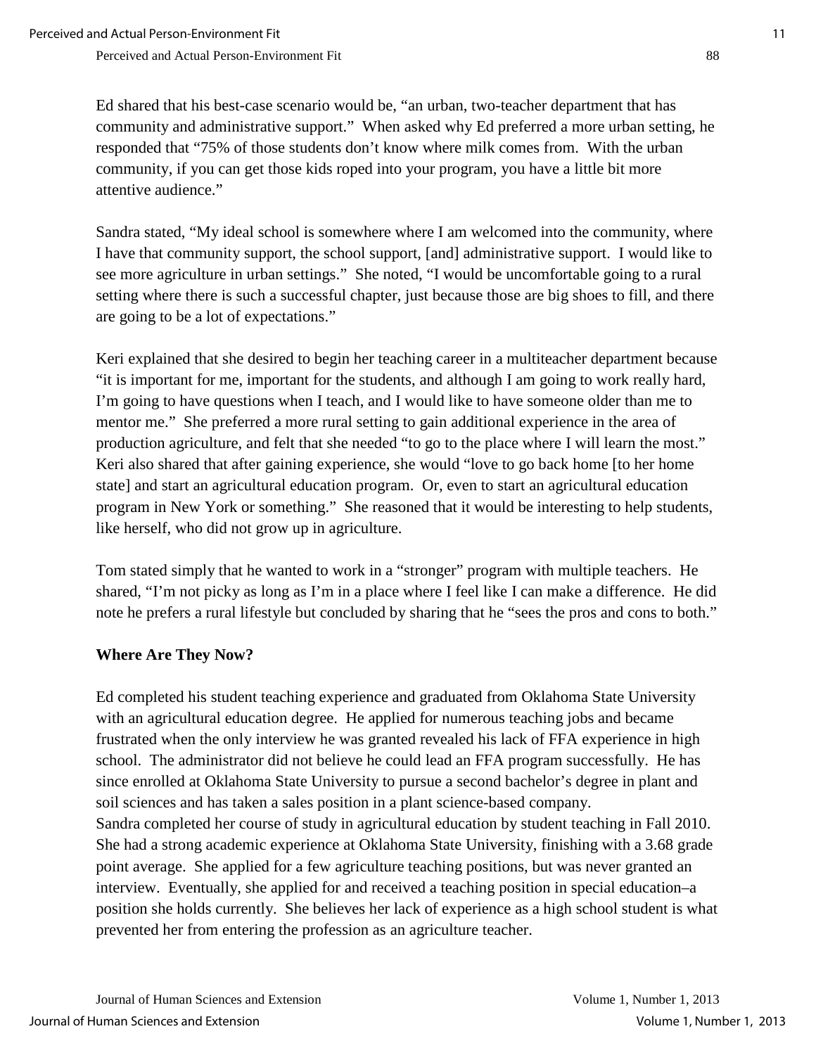Ed shared that his best-case scenario would be, “an urban, two-teacher department that has community and administrative support.” When asked why Ed preferred a more urban setting, he responded that “75% of those students don’t know where milk comes from. With the urban community, if you can get those kids roped into your program, you have a little bit more attentive audience.”

Sandra stated, “My ideal school is somewhere where I am welcomed into the community, where I have that community support, the school support, [and] administrative support. I would like to see more agriculture in urban settings.” She noted, “I would be uncomfortable going to a rural setting where there is such a successful chapter, just because those are big shoes to fill, and there are going to be a lot of expectations.”

Keri explained that she desired to begin her teaching career in a multiteacher department because “it is important for me, important for the students, and although I am going to work really hard, I’m going to have questions when I teach, and I would like to have someone older than me to mentor me.” She preferred a more rural setting to gain additional experience in the area of production agriculture, and felt that she needed “to go to the place where I will learn the most.” Keri also shared that after gaining experience, she would “love to go back home [to her home state] and start an agricultural education program. Or, even to start an agricultural education program in New York or something.” She reasoned that it would be interesting to help students, like herself, who did not grow up in agriculture.

Tom stated simply that he wanted to work in a “stronger” program with multiple teachers. He shared, “I’m not picky as long as I’m in a place where I feel like I can make a difference. He did note he prefers a rural lifestyle but concluded by sharing that he “sees the pros and cons to both.”

**Where Are They Now?**

Ed completed his student teaching experience and graduated from Oklahoma State University with an agricultural education degree. He applied for numerous teaching jobs and became frustrated when the only interview he was granted revealed his lack of FFA experience in high school. The administrator did not believe he could lead an FFA program successfully. He has since enrolled at Oklahoma State University to pursue a second bachelor’s degree in plant and soil sciences and has taken a sales position in a plant science-based company.

Sandra completed her course of study in agricultural education by student teaching in Fall 2010. She had a strong academic experience at Oklahoma State University, finishing with a 3.68 grade point average. She applied for a few agriculture teaching positions, but was never granted an interview. Eventually, she applied for and received a teaching position in special education–a position she holds currently. She believes her lack of experience as a high school student is what prevented her from entering the profession as an agriculture teacher.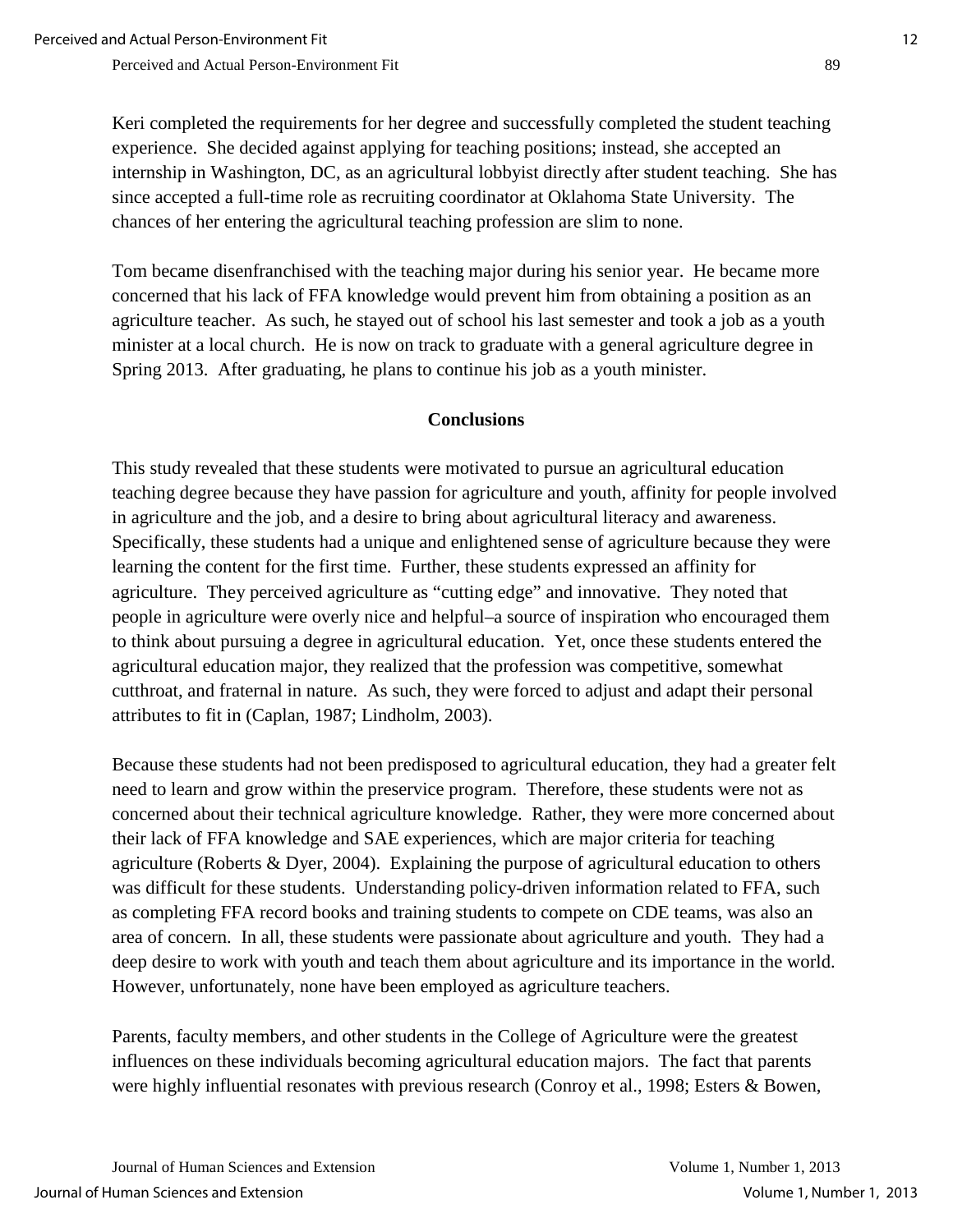Keri completed the requirements for her degree and successfully completed the student teaching experience. She decided against applying for teaching positions; instead, she accepted an internship in Washington, DC, as an agricultural lobbyist directly after student teaching. She has since accepted a full-time role as recruiting coordinator at Oklahoma State University. The chances of her entering the agricultural teaching profession are slim to none.

Tom became disenfranchised with the teaching major during his senior year. He became more concerned that his lack of FFA knowledge would prevent him from obtaining a position as an agriculture teacher. As such, he stayed out of school his last semester and took a job as a youth minister at a local church. He is now on track to graduate with a general agriculture degree in Spring 2013. After graduating, he plans to continue his job as a youth minister.

## Conclusions

This study revealed that these students were motivated to pursue an agricultural education teaching degree because they have passion for agriculture and youth, affinity for people involved in agriculture and the job, and a desire to bring about agricultural literacy and awareness. Specifically, these students had a unique and enlightened sense of agriculture because they were learning the content for the first time. Further, these students expressed an affinity for agriculture. They perceived agriculture as "cutting edge" and innovative. They noted that people in agriculture were overly nice and helpful–a source of inspiration who encouraged them to think about pursuing a degree in agricultural education. Yet, once these students entered the agricultural education major, they realized that the profession was competitive, somewhat cutthroat, and fraternal in nature. As such, they were forced to adjust and adapt their personal attributes to fit in (Caplan, 1987; Lindholm, 2003).

Because these students had not been predisposed to agricultural education, they had a greater felt need to learn and grow within the preservice program. Therefore, these students were not as concerned about their technical agriculture knowledge. Rather, they were more concerned about their lack of FFA knowledge and SAE experiences, which are major criteria for teaching agriculture (Roberts & Dyer, 2004). Explaining the purpose of agricultural education to others was difficult for these students. Understanding policy-driven information related to FFA, such as completing FFA record books and training students to compete on CDE teams, was also an area of concern. In all, these students were passionate about agriculture and youth. They had a deep desire to work with youth and teach them about agriculture and its importance in the world. However, unfortunately, none have been employed as agriculture teachers.

Parents, faculty members, and other students in the College of Agriculture were the greatest influences on these individuals becoming agricultural education majors. The fact that parents were highly influential resonates with previous research (Conroy et al., 1998; Esters & Bowen,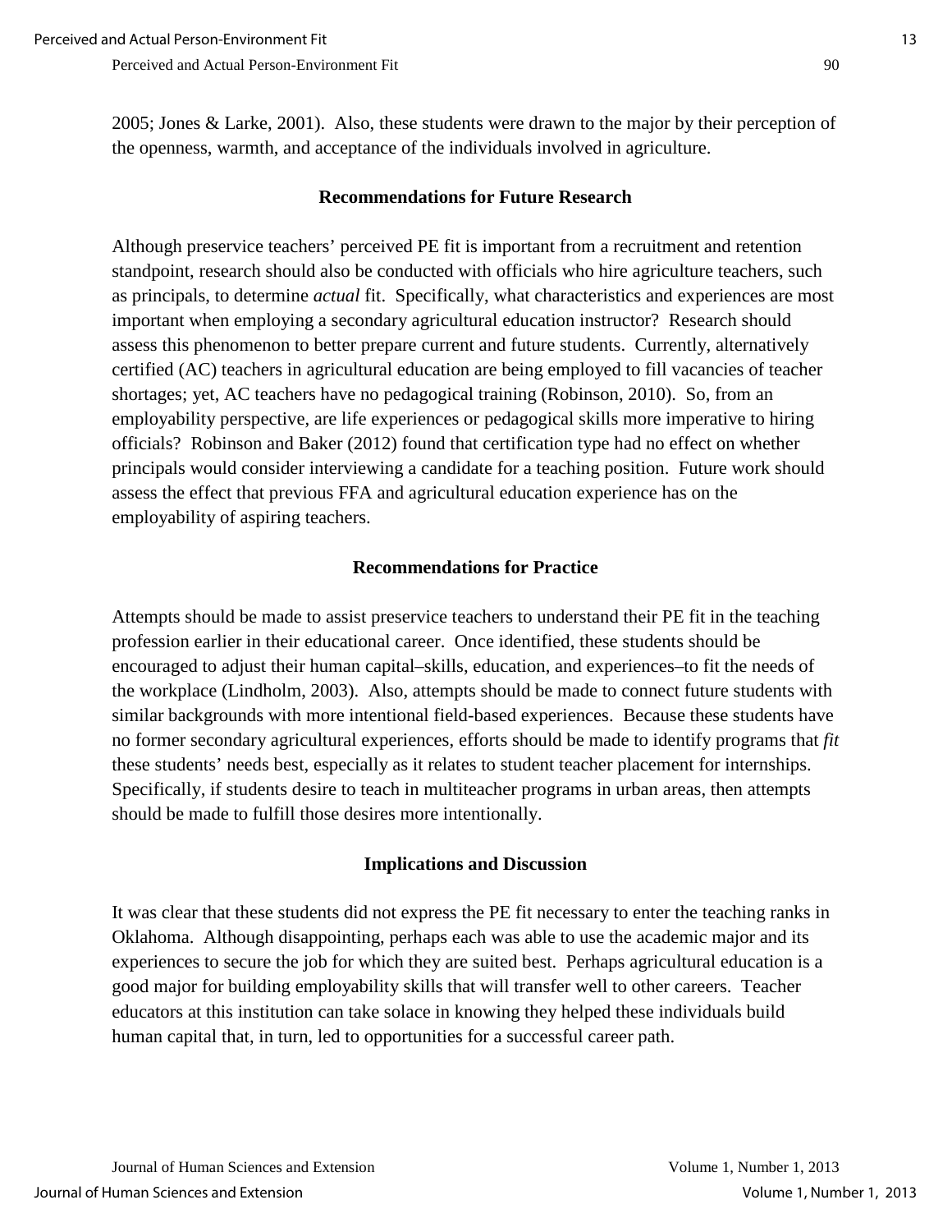2005; Jones & Larke, 2001). Also, these students were drawn to the major by their perception of the openness, warmth, and acceptance of the individuals involved in agriculture.

## Recommendations for Future Research

Although preservice teachers' perceived PE fit is important from a recruitment and retention standpoint, research should also be conducted with officials who hire agriculture teachers, such as principals, to determine *actual* fit. Specifically, what characteristics and experiences are most important when employing a secondary agricultural education instructor? Research should assess this phenomenon to better prepare current and future students. Currently, alternatively certified (AC) teachers in agricultural education are being employed to fill vacancies of teacher shortages; yet, AC teachers have no pedagogical training (Robinson, 2010). So, from an employability perspective, are life experiences or pedagogical skills more imperative to hiring officials? Robinson and Baker (2012) found that certification type had no effect on whether principals would consider interviewing a candidate for a teaching position. Future work should assess the effect that previous FFA and agricultural education experience has on the employability of aspiring teachers.

## Recommendations for Practice

Attempts should be made to assist preservice teachers to understand their PE fit in the teaching profession earlier in their educational career. Once identified, these students should be encouraged to adjust their human capital–skills, education, and experiences–to fit the needs of the workplace (Lindholm, 2003). Also, attempts should be made to connect future students with similar backgrounds with more intentional field-based experiences. Because these students have no former secondary agricultural experiences, efforts should be made to identify programs that *fit* these students' needs best, especially as it relates to student teacher placement for internships. Specifically, if students desire to teach in multiteacher programs in urban areas, then attempts should be made to fulfill those desires more intentionally.

## Implications and Discussion

It was clear that these students did not express the PE fit necessary to enter the teaching ranks in Oklahoma. Although disappointing, perhaps each was able to use the academic major and its experiences to secure the job for which they are suited best. Perhaps agricultural education is a good major for building employability skills that will transfer well to other careers. Teacher educators at this institution can take solace in knowing they helped these individuals build human capital that, in turn, led to opportunities for a successful career path.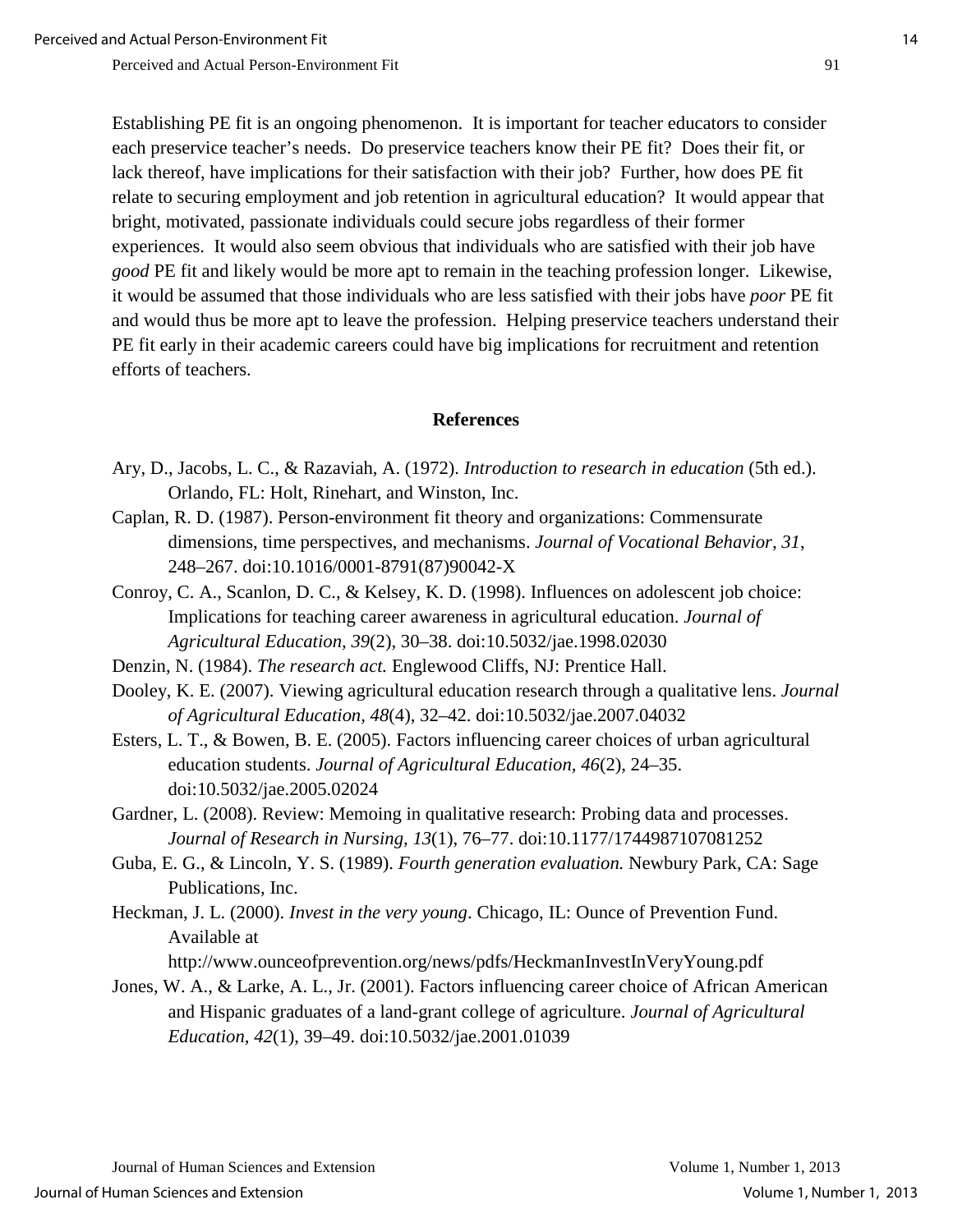Establishing PE fit is an ongoing phenomenon. It is important for teacher educators to consider each preservice teacher's needs. Do preservice teachers know their PE fit? Does their fit, or lack thereof, have implications for their satisfaction with their job? Further, how does PE fit relate to securing employment and job retention in agricultural education? It would appear that bright, motivated, passionate individuals could secure jobs regardless of their former experiences. It would also seem obvious that individuals who are satisfied with their job have *good* PE fit and likely would be more apt to remain in the teaching profession longer. Likewise, it would be assumed that those individuals who are less satisfied with their jobs have *poor* PE fit and would thus be more apt to leave the profession. Helping preservice teachers understand their PE fit early in their academic careers could have big implications for recruitment and retention efforts of teachers.

## References

Ary, D., Jacobs, L. C., & Razaviah, A. (1972). *Introduction to research in education* (5th ed.). Orlando, FL: Holt, Rinehart, and Winston, Inc.

Caplan, R. D. (1987). Person-environment fit theory and organizations: Commensurate dimensions, time perspectives, and mechanisms. *Journal of Vocational Behavior, 31*, 248–267. doi:10.1016/0001-8791(87)90042-X

Conroy, C. A., Scanlon, D. C., & Kelsey, K. D. (1998). Influences on adolescent job choice: Implications for teaching career awareness in agricultural education. *Journal of Agricultural Education, 39*(2), 30–38. doi:10.5032/jae.1998.02030

Denzin, N. (1984). *The research act.* Englewood Cliffs, NJ: Prentice Hall.

Dooley, K. E. (2007). Viewing agricultural education research through a qualitative lens. *Journal of Agricultural Education, 48*(4), 32–42. doi:10.5032/jae.2007.04032

Esters, L. T., & Bowen, B. E. (2005). Factors influencing career choices of urban agricultural education students. *Journal of Agricultural Education, 46*(2), 24–35. doi:10.5032/jae.2005.02024

Gardner, L. (2008). Review: Memoing in qualitative research: Probing data and processes. *Journal of Research in Nursing, 13*(1), 76–77. doi:10.1177/1744987107081252

Guba, E. G., & Lincoln, Y. S. (1989). *Fourth generation evaluation.* Newbury Park, CA: Sage Publications, Inc.

Heckman, J. L. (2000). *Invest in the very young*. Chicago, IL: Ounce of Prevention Fund. Available at http://www.ounceofprevention.org/news/pdfs/HeckmanInvestInVeryYoung.pdf

Jones, W. A., & Larke, A. L., Jr. (2001). Factors influencing career choice of African American and Hispanic graduates of a land-grant college of agriculture. *Journal of Agricultural Education, 42*(1), 39–49. doi:10.5032/jae.2001.01039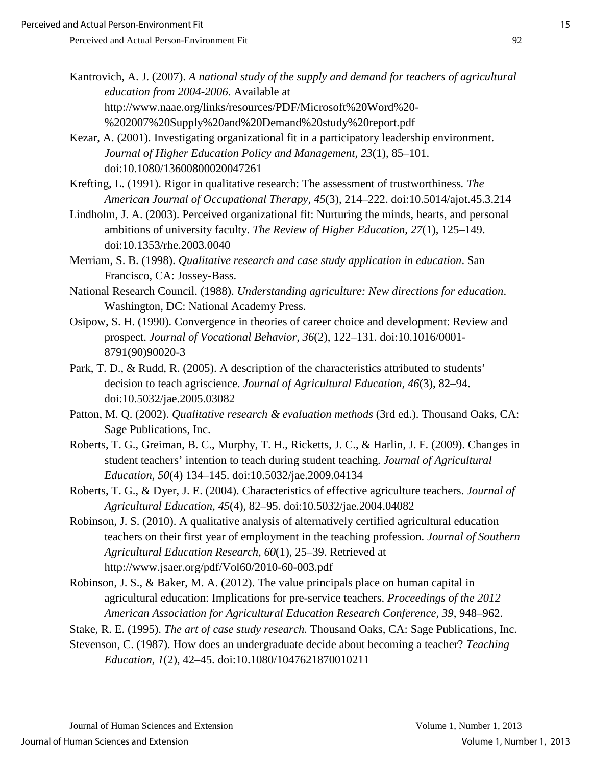Kantrovich, A. J. (2007). *A national study of the supply and demand for teachers of agricultural education from 2004-2006.* Available at http://www.naae.org/links/resources/PDF/Microsoft%20Word%20-%202007%20Supply%20and%20Demand%20study%20report.pdf

Kezar, A. (2001). Investigating organizational fit in a participatory leadership environment. *Journal of Higher Education Policy and Management*, *23*(1), 85–101. doi:10.1080/13600800020047261

Krefting, L. (1991). Rigor in qualitative research: The assessment of trustworthiness*. The American Journal of Occupational Therapy, 45*(3), 214–222. doi:10.5014/ajot.45.3.214

Lindholm, J. A. (2003). Perceived organizational fit: Nurturing the minds, hearts, and personal ambitions of university faculty. *The Review of Higher Education, 27*(1), 125–149. doi:10.1353/rhe.2003.0040

Merriam, S. B. (1998). *Qualitative research and case study application in education*. San Francisco, CA: Jossey-Bass.

National Research Council. (1988). *Understanding agriculture: New directions for education*. Washington, DC: National Academy Press.

Osipow, S. H. (1990). Convergence in theories of career choice and development: Review and prospect. *Journal of Vocational Behavior, 36*(2), 122–131. doi:10.1016/0001-8791(90)90020-3

Park, T. D., & Rudd, R. (2005). A description of the characteristics attributed to students' decision to teach agriscience. *Journal of Agricultural Education, 46*(3), 82–94. doi:10.5032/jae.2005.03082

Patton, M. Q. (2002). *Qualitative research & evaluation methods* (3rd ed.). Thousand Oaks, CA: Sage Publications, Inc.

Roberts, T. G., Greiman, B. C., Murphy, T. H., Ricketts, J. C., & Harlin, J. F. (2009). Changes in student teachers' intention to teach during student teaching. *Journal of Agricultural Education, 50*(4) 134–145. doi:10.5032/jae.2009.04134

Roberts, T. G., & Dyer, J. E. (2004). Characteristics of effective agriculture teachers. *Journal of Agricultural Education, 45*(4), 82–95. doi:10.5032/jae.2004.04082

Robinson, J. S. (2010). A qualitative analysis of alternatively certified agricultural education teachers on their first year of employment in the teaching profession. *Journal of Southern Agricultural Education Research, 60*(1), 25–39. Retrieved at http://www.jsaer.org/pdf/Vol60/2010-60-003.pdf

Robinson, J. S., & Baker, M. A. (2012). The value principals place on human capital in agricultural education: Implications for pre-service teachers. *Proceedings of the 2012 American Association for Agricultural Education Research Conference, 39*, 948–962.

Stake, R. E. (1995). *The art of case study research.* Thousand Oaks, CA: Sage Publications, Inc.

Stevenson, C. (1987). How does an undergraduate decide about becoming a teacher? *Teaching Education, 1*(2), 42–45. doi:10.1080/1047621870010211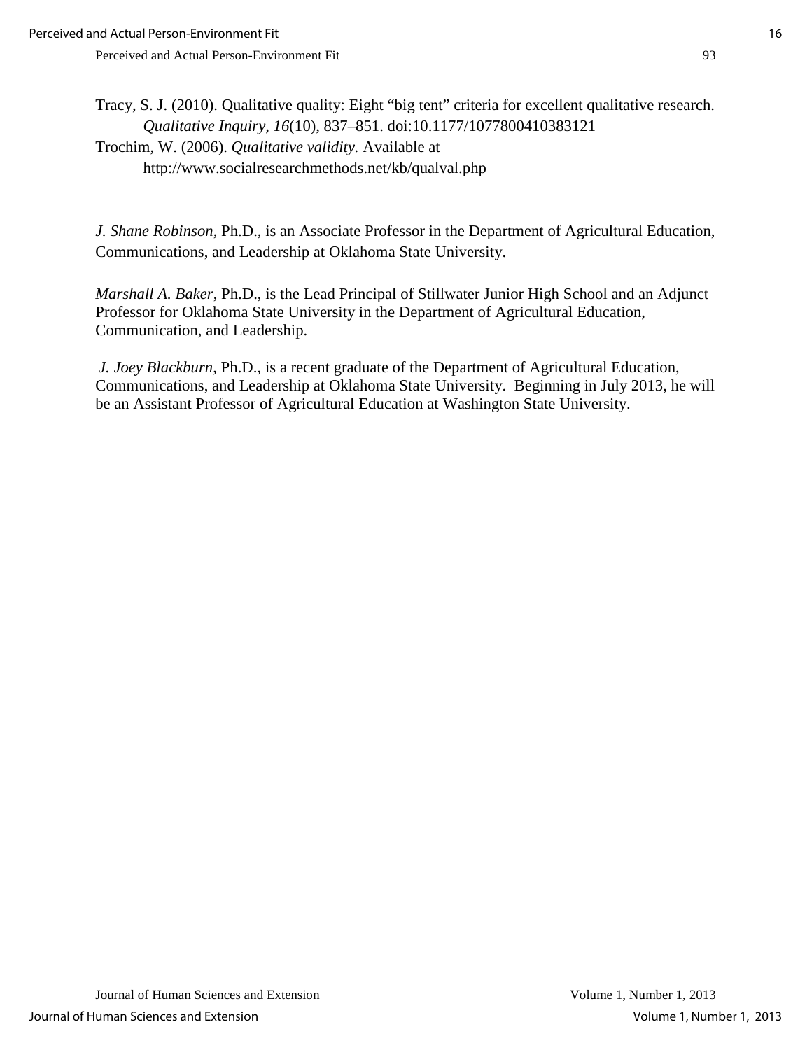Tracy, S. J. (2010). Qualitative quality: Eight "big tent" criteria for excellent qualitative research. *Qualitative Inquiry, 16*(10), 837–851. doi:10.1177/1077800410383121

Trochim, W. (2006). *Qualitative validity.* Available at http://www.socialresearchmethods.net/kb/qualval.php

*J. Shane Robinson*, Ph.D., is an Associate Professor in the Department of Agricultural Education, Communications, and Leadership at Oklahoma State University.

*Marshall A. Baker*, Ph.D., is the Lead Principal of Stillwater Junior High School and an Adjunct Professor for Oklahoma State University in the Department of Agricultural Education, Communication, and Leadership.

*J. Joey Blackburn*, Ph.D., is a recent graduate of the Department of Agricultural Education, Communications, and Leadership at Oklahoma State University. Beginning in July 2013, he will be an Assistant Professor of Agricultural Education at Washington State University.